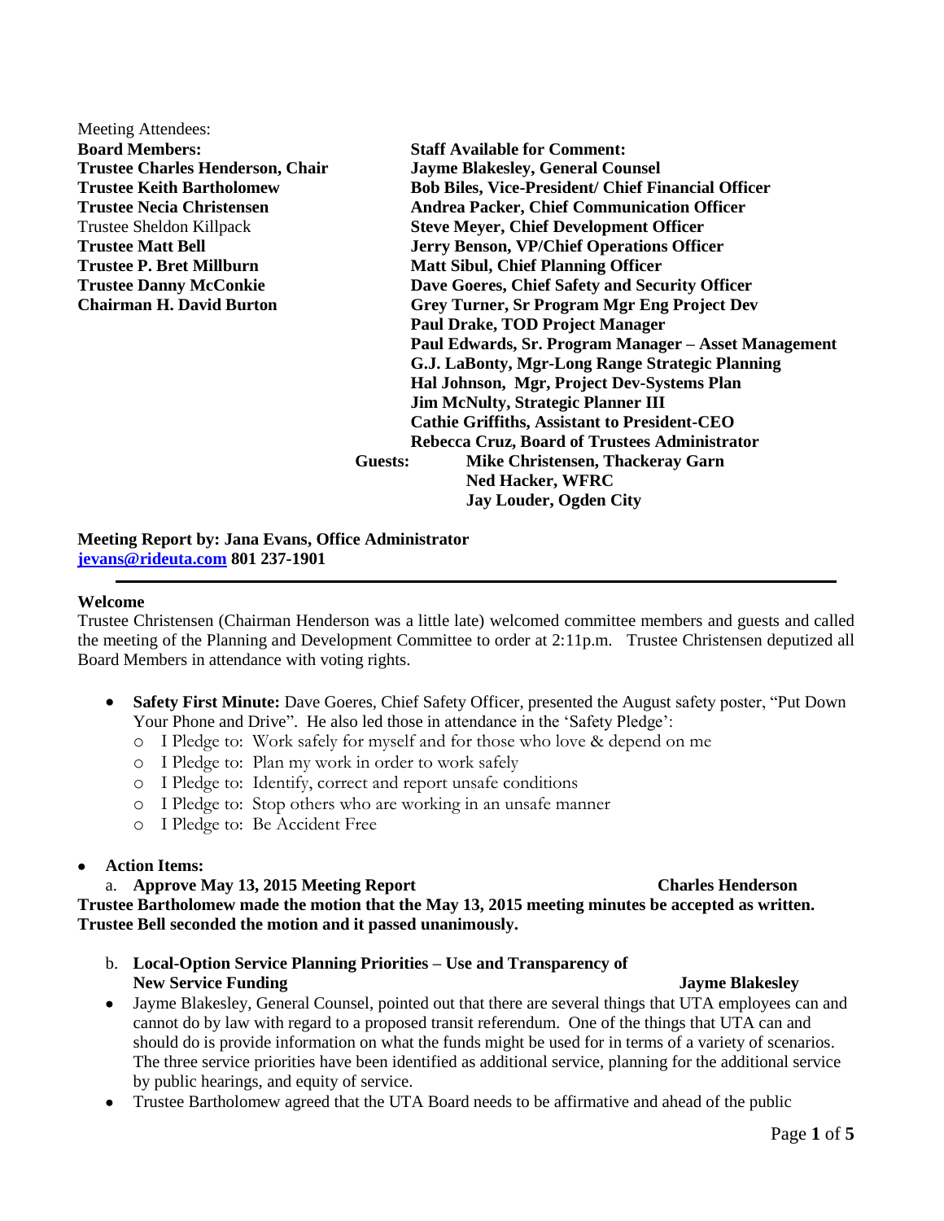Meeting Attendees:

| **Board Members:** | **Staff Available for Comment:** |
|---|---|
| **Trustee Charles Henderson, Chair** | **Jayme Blakesley, General Counsel** |
| **Trustee Keith Bartholomew** | **Bob Biles, Vice-President/ Chief Financial Officer** |
| **Trustee Necia Christensen** | **Andrea Packer, Chief Communication Officer** |
| Trustee Sheldon Killpack | **Steve Meyer, Chief Development Officer** |
| **Trustee Matt Bell** | **Jerry Benson, VP/Chief Operations Officer** |
| **Trustee P. Bret Millburn** | **Matt Sibul, Chief Planning Officer** |
| **Trustee Danny McConkie** | **Dave Goeres, Chief Safety and Security Officer** |
| **Chairman H. David Burton** | **Grey Turner, Sr Program Mgr Eng Project Dev** |
| | **Paul Drake, TOD Project Manager** |
| | **Paul Edwards, Sr. Program Manager – Asset Management** |
| | **G.J. LaBonty, Mgr-Long Range Strategic Planning** |
| | **Hal Johnson, Mgr, Project Dev-Systems Plan** |
| | **Jim McNulty, Strategic Planner III** |
| | **Cathie Griffiths, Assistant to President-CEO** |
| | **Rebecca Cruz, Board of Trustees Administrator** |

**Guests:** **Mike Christensen, Thackeray Garn**
**Ned Hacker, WFRC**
**Jay Louder, Ogden City**

**Meeting Report by: Jana Evans, Office Administrator**
**jevans@rideuta.com 801 237-1901**

---

**Welcome**

Trustee Christensen (Chairman Henderson was a little late) welcomed committee members and guests and called the meeting of the Planning and Development Committee to order at 2:11p.m. Trustee Christensen deputized all Board Members in attendance with voting rights.

- **Safety First Minute:** Dave Goeres, Chief Safety Officer, presented the August safety poster, "Put Down Your Phone and Drive". He also led those in attendance in the 'Safety Pledge':
  - I Pledge to: Work safely for myself and for those who love & depend on me
  - I Pledge to: Plan my work in order to work safely
  - I Pledge to: Identify, correct and report unsafe conditions
  - I Pledge to: Stop others who are working in an unsafe manner
  - I Pledge to: Be Accident Free

- **Action Items:**

  a. **Approve May 13, 2015 Meeting Report** **Charles Henderson**

**Trustee Bartholomew made the motion that the May 13, 2015 meeting minutes be accepted as written. Trustee Bell seconded the motion and it passed unanimously.**

  b. **Local-Option Service Planning Priorities – Use and Transparency of New Service Funding** **Jayme Blakesley**

- Jayme Blakesley, General Counsel, pointed out that there are several things that UTA employees can and cannot do by law with regard to a proposed transit referendum. One of the things that UTA can and should do is provide information on what the funds might be used for in terms of a variety of scenarios. The three service priorities have been identified as additional service, planning for the additional service by public hearings, and equity of service.
- Trustee Bartholomew agreed that the UTA Board needs to be affirmative and ahead of the public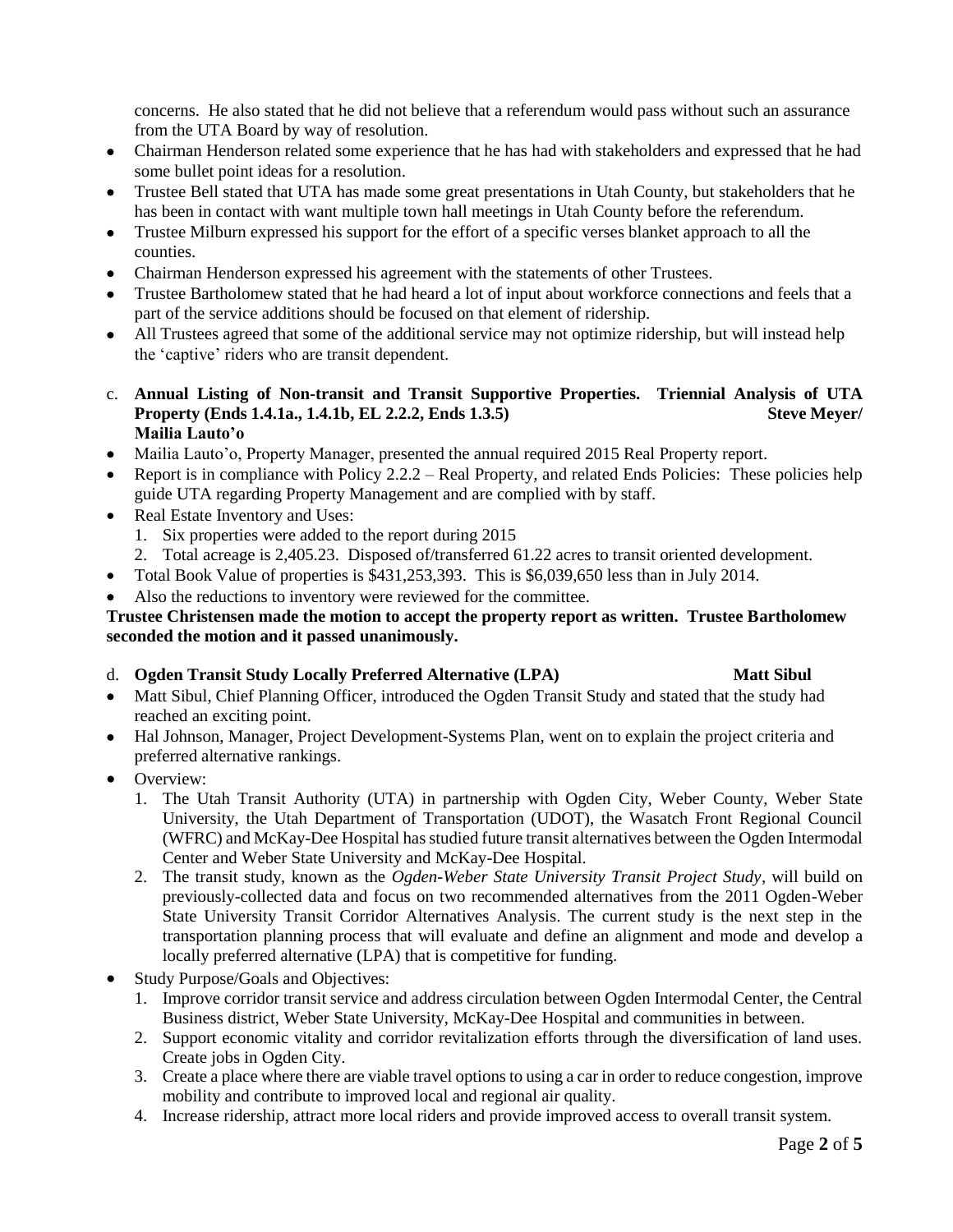concerns. He also stated that he did not believe that a referendum would pass without such an assurance from the UTA Board by way of resolution.

- Chairman Henderson related some experience that he has had with stakeholders and expressed that he had some bullet point ideas for a resolution.
- Trustee Bell stated that UTA has made some great presentations in Utah County, but stakeholders that he has been in contact with want multiple town hall meetings in Utah County before the referendum.
- Trustee Milburn expressed his support for the effort of a specific verses blanket approach to all the counties.
- Chairman Henderson expressed his agreement with the statements of other Trustees.
- Trustee Bartholomew stated that he had heard a lot of input about workforce connections and feels that a part of the service additions should be focused on that element of ridership.
- All Trustees agreed that some of the additional service may not optimize ridership, but will instead help the 'captive' riders who are transit dependent.

c. **Annual Listing of Non-transit and Transit Supportive Properties. Triennial Analysis of UTA Property (Ends 1.4.1a., 1.4.1b, EL 2.2.2, Ends 1.3.5) Steve Meyer/ Mailia Lauto'o**

- Mailia Lauto'o, Property Manager, presented the annual required 2015 Real Property report.
- Report is in compliance with Policy 2.2.2 – Real Property, and related Ends Policies: These policies help guide UTA regarding Property Management and are complied with by staff.
- Real Estate Inventory and Uses:
  1. Six properties were added to the report during 2015
  2. Total acreage is 2,405.23. Disposed of/transferred 61.22 acres to transit oriented development.
- Total Book Value of properties is $431,253,393. This is $6,039,650 less than in July 2014.
- Also the reductions to inventory were reviewed for the committee.

**Trustee Christensen made the motion to accept the property report as written. Trustee Bartholomew seconded the motion and it passed unanimously.**

d. **Ogden Transit Study Locally Preferred Alternative (LPA) Matt Sibul**

- Matt Sibul, Chief Planning Officer, introduced the Ogden Transit Study and stated that the study had reached an exciting point.
- Hal Johnson, Manager, Project Development-Systems Plan, went on to explain the project criteria and preferred alternative rankings.
- Overview:
  1. The Utah Transit Authority (UTA) in partnership with Ogden City, Weber County, Weber State University, the Utah Department of Transportation (UDOT), the Wasatch Front Regional Council (WFRC) and McKay-Dee Hospital has studied future transit alternatives between the Ogden Intermodal Center and Weber State University and McKay-Dee Hospital.
  2. The transit study, known as the *Ogden-Weber State University Transit Project Study*, will build on previously-collected data and focus on two recommended alternatives from the 2011 Ogden-Weber State University Transit Corridor Alternatives Analysis. The current study is the next step in the transportation planning process that will evaluate and define an alignment and mode and develop a locally preferred alternative (LPA) that is competitive for funding.
- Study Purpose/Goals and Objectives:
  1. Improve corridor transit service and address circulation between Ogden Intermodal Center, the Central Business district, Weber State University, McKay-Dee Hospital and communities in between.
  2. Support economic vitality and corridor revitalization efforts through the diversification of land uses. Create jobs in Ogden City.
  3. Create a place where there are viable travel options to using a car in order to reduce congestion, improve mobility and contribute to improved local and regional air quality.
  4. Increase ridership, attract more local riders and provide improved access to overall transit system.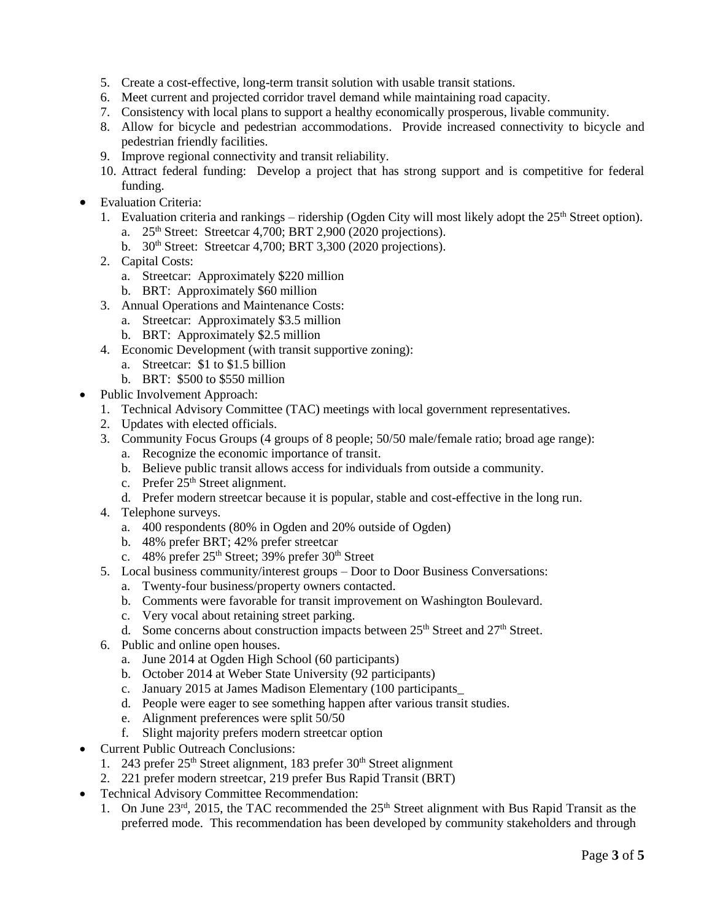5. Create a cost-effective, long-term transit solution with usable transit stations.
6. Meet current and projected corridor travel demand while maintaining road capacity.
7. Consistency with local plans to support a healthy economically prosperous, livable community.
8. Allow for bicycle and pedestrian accommodations. Provide increased connectivity to bicycle and pedestrian friendly facilities.
9. Improve regional connectivity and transit reliability.
10. Attract federal funding: Develop a project that has strong support and is competitive for federal funding.

- Evaluation Criteria:
  1. Evaluation criteria and rankings – ridership (Ogden City will most likely adopt the 25th Street option).
     a. 25th Street: Streetcar 4,700; BRT 2,900 (2020 projections).
     b. 30th Street: Streetcar 4,700; BRT 3,300 (2020 projections).
  2. Capital Costs:
     a. Streetcar: Approximately $220 million
     b. BRT: Approximately $60 million
  3. Annual Operations and Maintenance Costs:
     a. Streetcar: Approximately $3.5 million
     b. BRT: Approximately $2.5 million
  4. Economic Development (with transit supportive zoning):
     a. Streetcar: $1 to $1.5 billion
     b. BRT: $500 to $550 million
- Public Involvement Approach:
  1. Technical Advisory Committee (TAC) meetings with local government representatives.
  2. Updates with elected officials.
  3. Community Focus Groups (4 groups of 8 people; 50/50 male/female ratio; broad age range):
     a. Recognize the economic importance of transit.
     b. Believe public transit allows access for individuals from outside a community.
     c. Prefer 25th Street alignment.
     d. Prefer modern streetcar because it is popular, stable and cost-effective in the long run.
  4. Telephone surveys.
     a. 400 respondents (80% in Ogden and 20% outside of Ogden)
     b. 48% prefer BRT; 42% prefer streetcar
     c. 48% prefer 25th Street; 39% prefer 30th Street
  5. Local business community/interest groups – Door to Door Business Conversations:
     a. Twenty-four business/property owners contacted.
     b. Comments were favorable for transit improvement on Washington Boulevard.
     c. Very vocal about retaining street parking.
     d. Some concerns about construction impacts between 25th Street and 27th Street.
  6. Public and online open houses.
     a. June 2014 at Ogden High School (60 participants)
     b. October 2014 at Weber State University (92 participants)
     c. January 2015 at James Madison Elementary (100 participants_
     d. People were eager to see something happen after various transit studies.
     e. Alignment preferences were split 50/50
     f. Slight majority prefers modern streetcar option
- Current Public Outreach Conclusions:
  1. 243 prefer 25th Street alignment, 183 prefer 30th Street alignment
  2. 221 prefer modern streetcar, 219 prefer Bus Rapid Transit (BRT)
- Technical Advisory Committee Recommendation:
  1. On June 23rd, 2015, the TAC recommended the 25th Street alignment with Bus Rapid Transit as the preferred mode. This recommendation has been developed by community stakeholders and through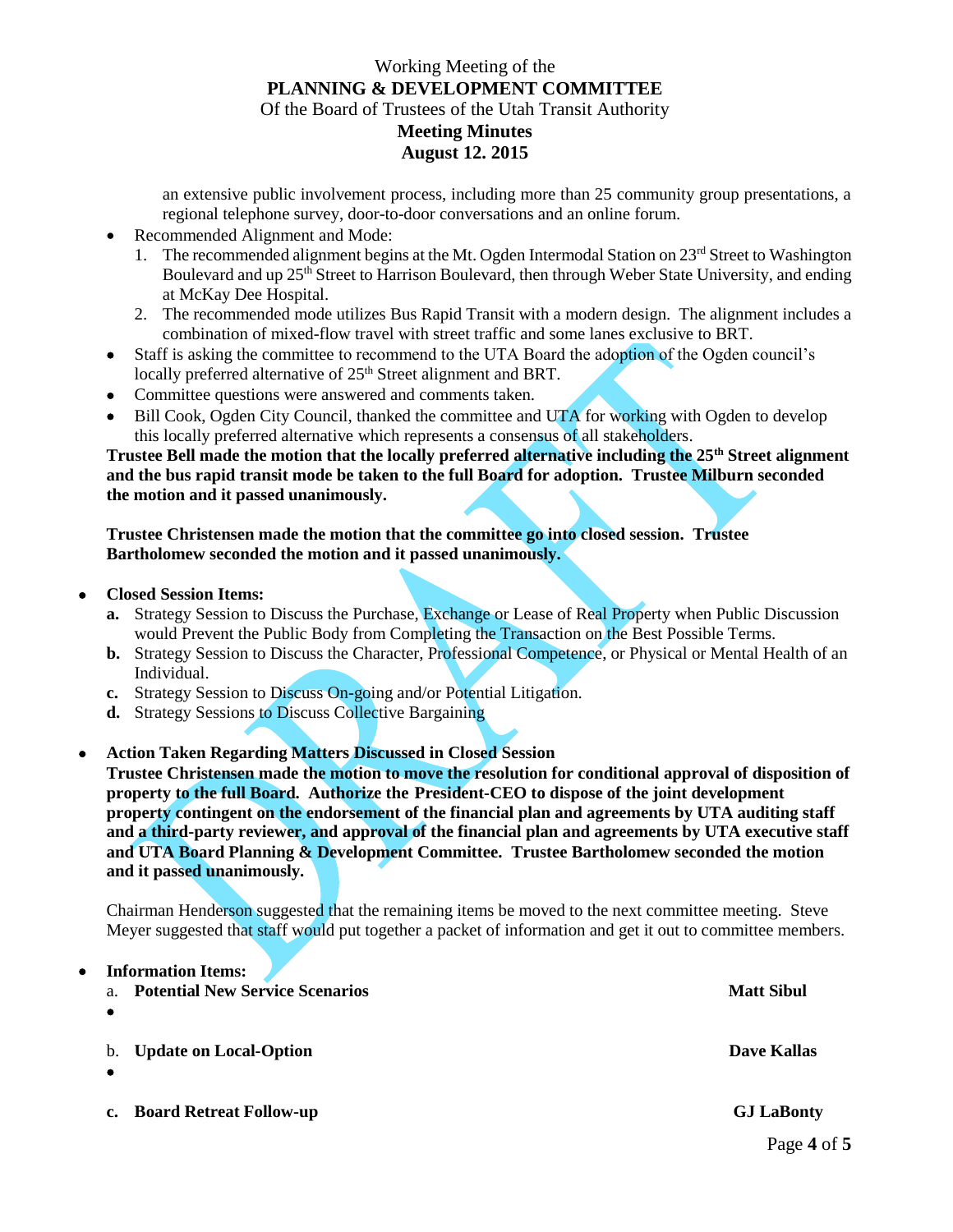an extensive public involvement process, including more than 25 community group presentations, a regional telephone survey, door-to-door conversations and an online forum.

- Recommended Alignment and Mode:
  1. The recommended alignment begins at the Mt. Ogden Intermodal Station on 23rd Street to Washington Boulevard and up 25th Street to Harrison Boulevard, then through Weber State University, and ending at McKay Dee Hospital.
  2. The recommended mode utilizes Bus Rapid Transit with a modern design. The alignment includes a combination of mixed-flow travel with street traffic and some lanes exclusive to BRT.
- Staff is asking the committee to recommend to the UTA Board the adoption of the Ogden council's locally preferred alternative of 25th Street alignment and BRT.
- Committee questions were answered and comments taken.
- Bill Cook, Ogden City Council, thanked the committee and UTA for working with Ogden to develop this locally preferred alternative which represents a consensus of all stakeholders.

**Trustee Bell made the motion that the locally preferred alternative including the 25th Street alignment and the bus rapid transit mode be taken to the full Board for adoption. Trustee Milburn seconded the motion and it passed unanimously.**

**Trustee Christensen made the motion that the committee go into closed session. Trustee Bartholomew seconded the motion and it passed unanimously.**

- **Closed Session Items:**
  - **a.** Strategy Session to Discuss the Purchase, Exchange or Lease of Real Property when Public Discussion would Prevent the Public Body from Completing the Transaction on the Best Possible Terms.
  - **b.** Strategy Session to Discuss the Character, Professional Competence, or Physical or Mental Health of an Individual.
  - **c.** Strategy Session to Discuss On-going and/or Potential Litigation.
  - **d.** Strategy Sessions to Discuss Collective Bargaining

- **Action Taken Regarding Matters Discussed in Closed Session**

**Trustee Christensen made the motion to move the resolution for conditional approval of disposition of property to the full Board. Authorize the President-CEO to dispose of the joint development property contingent on the endorsement of the financial plan and agreements by UTA auditing staff and a third-party reviewer, and approval of the financial plan and agreements by UTA executive staff and UTA Board Planning & Development Committee. Trustee Bartholomew seconded the motion and it passed unanimously.**

Chairman Henderson suggested that the remaining items be moved to the next committee meeting. Steve Meyer suggested that staff would put together a packet of information and get it out to committee members.

- **Information Items:**
  - a. **Potential New Service Scenarios** — **Matt Sibul**
    -
  - b. **Update on Local-Option** — **Dave Kallas**
    -
  - **c. Board Retreat Follow-up** — **GJ LaBonty**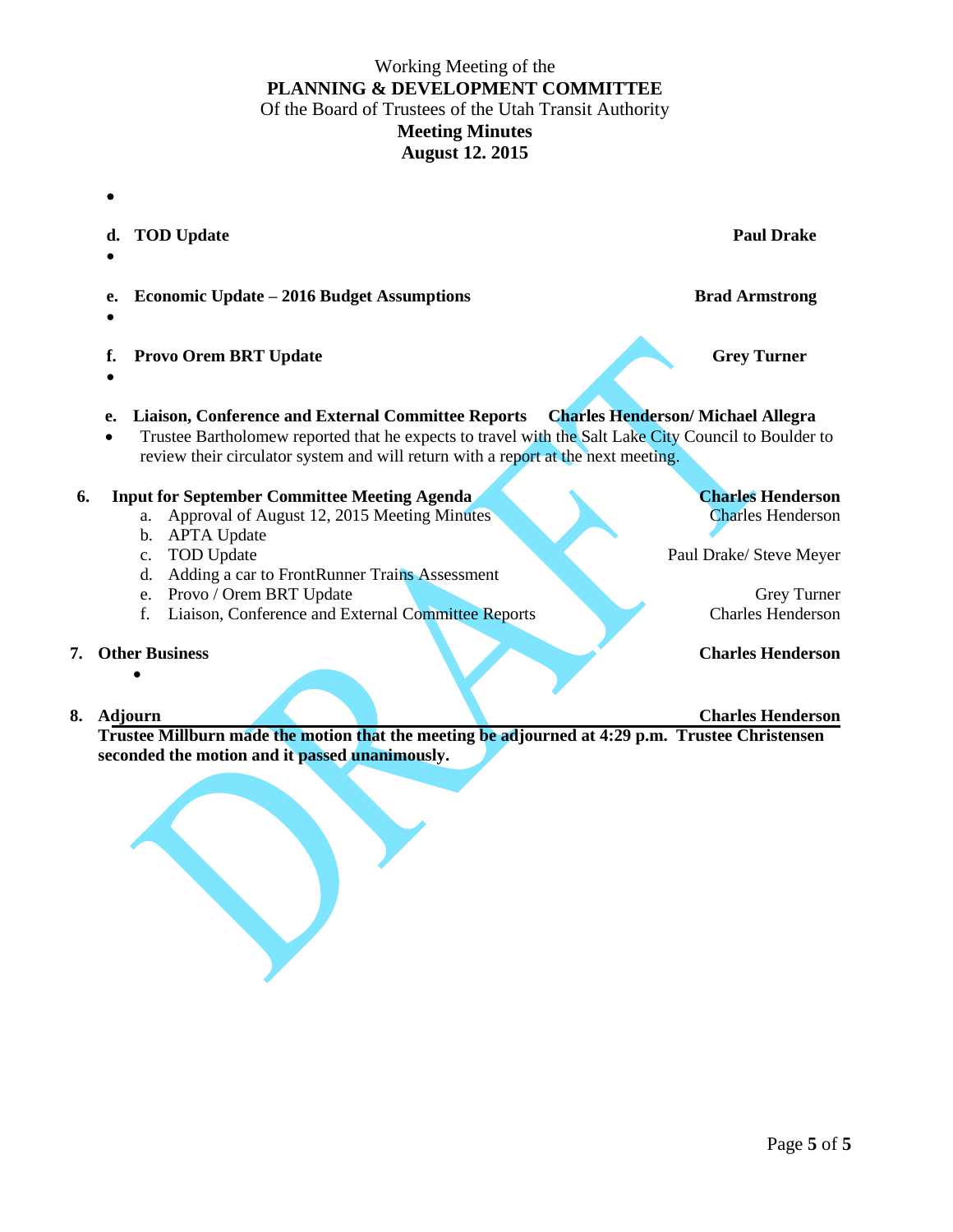Working Meeting of the
**PLANNING & DEVELOPMENT COMMITTEE**
Of the Board of Trustees of the Utah Transit Authority
**Meeting Minutes**
**August 12. 2015**

- 

**d. TOD Update** **Paul Drake**

- 

**e. Economic Update – 2016 Budget Assumptions** **Brad Armstrong**

- 

**f. Provo Orem BRT Update** **Grey Turner**

- 

**e. Liaison, Conference and External Committee Reports** **Charles Henderson/ Michael Allegra**

- Trustee Bartholomew reported that he expects to travel with the Salt Lake City Council to Boulder to review their circulator system and will return with a report at the next meeting.

**6. Input for September Committee Meeting Agenda** **Charles Henderson**

a. Approval of August 12, 2015 Meeting Minutes — Charles Henderson
b. APTA Update
c. TOD Update — Paul Drake/ Steve Meyer
d. Adding a car to FrontRunner Trains Assessment
e. Provo / Orem BRT Update — Grey Turner
f. Liaison, Conference and External Committee Reports — Charles Henderson

**7. Other Business** **Charles Henderson**

- 

**8. Adjourn** **Charles Henderson**

**Trustee Millburn made the motion that the meeting be adjourned at 4:29 p.m. Trustee Christensen seconded the motion and it passed unanimously.**

DRAFT